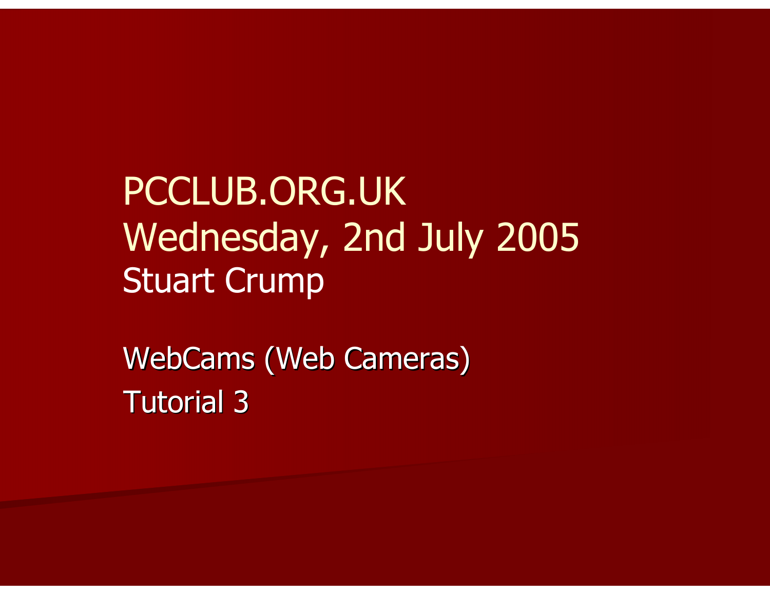# PCCLUB.ORG.UK

Wednesday, 2nd July 2005

Stuart Crump

WebCams (Web Cameras)

Tutorial 3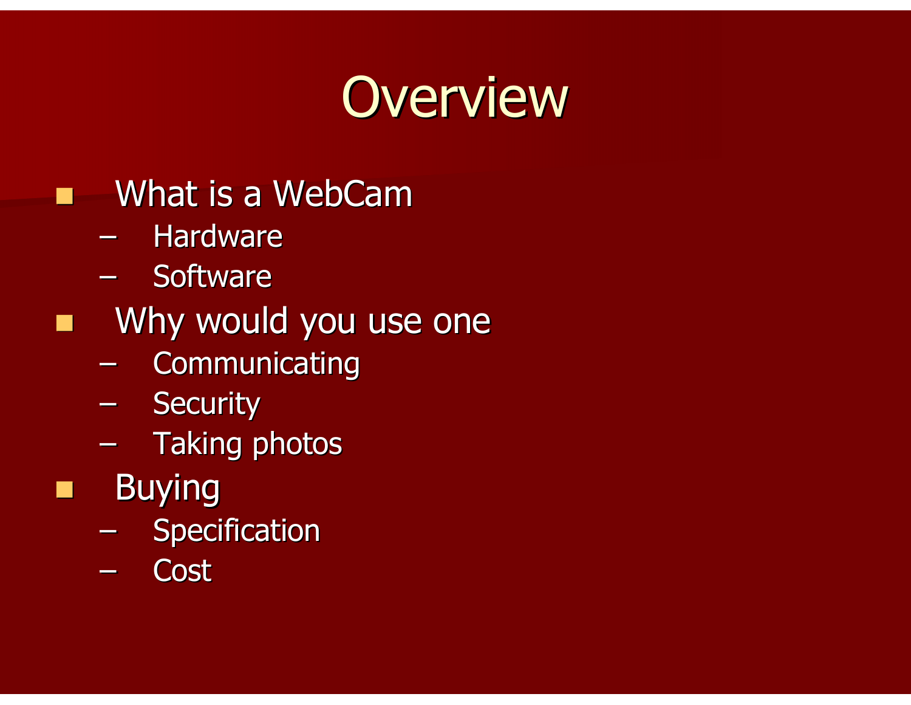# Overview

- What is a WebCam
  - Hardware
  - Software
- Why would you use one
  - Communicating
  - Security
  - Taking photos
- Buying
  - Specification
  - Cost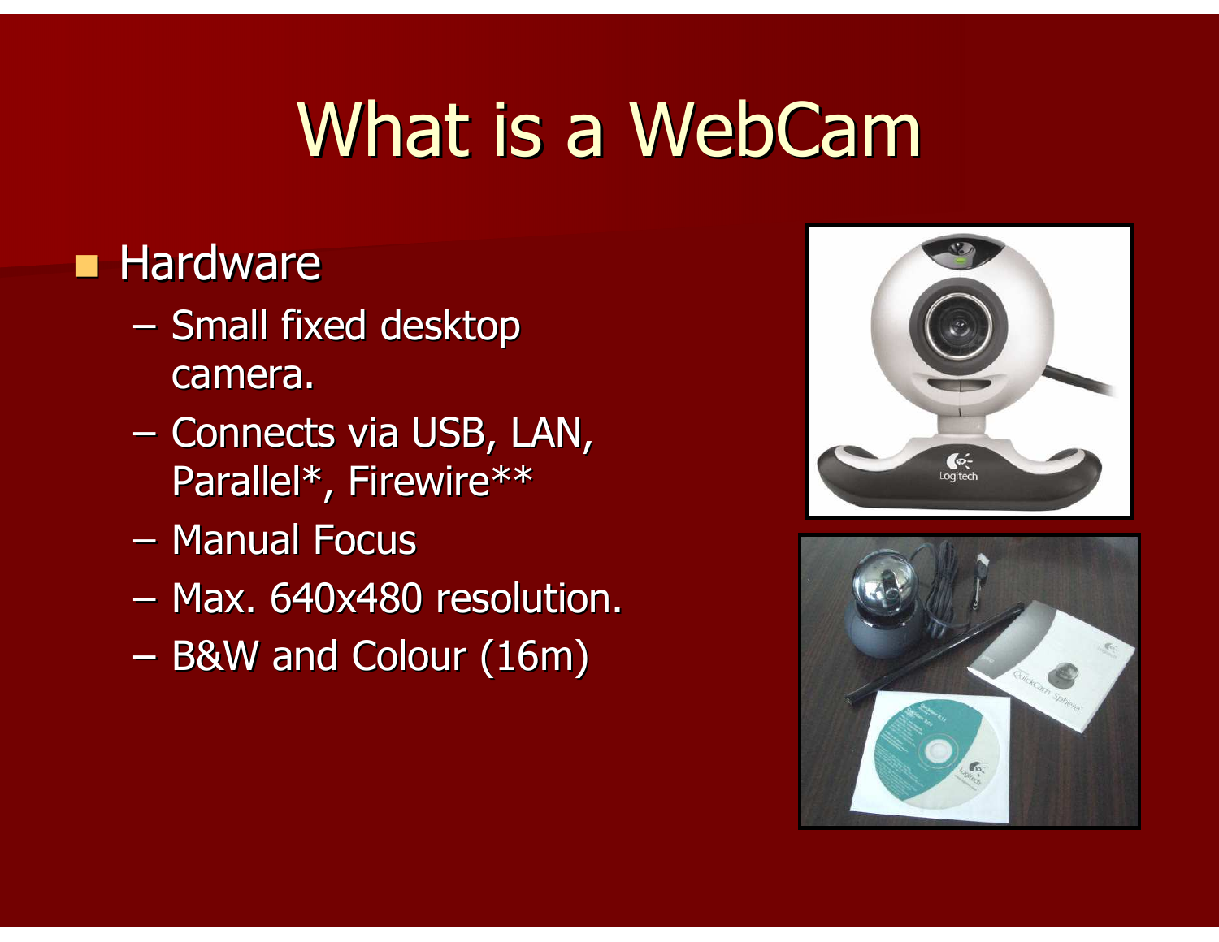# What is a WebCam

- Hardware
  - Small fixed desktop camera.
  - Connects via USB, LAN, Parallel*, Firewire**
  - Manual Focus
  - Max. 640x480 resolution.
  - B&W and Colour (16m)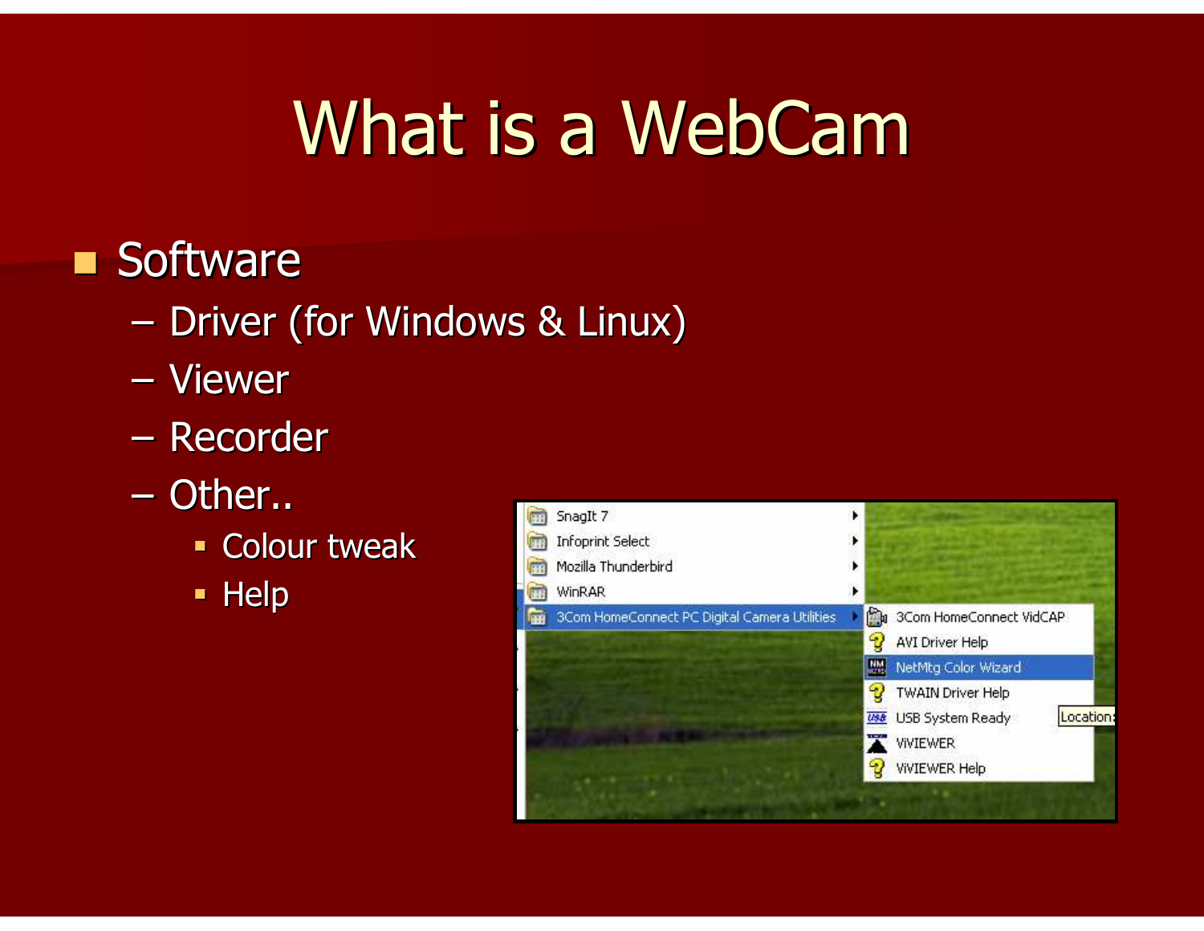# What is a WebCam

- Software
  - Driver (for Windows & Linux)
  - Viewer
  - Recorder
  - Other..
    - Colour tweak
    - Help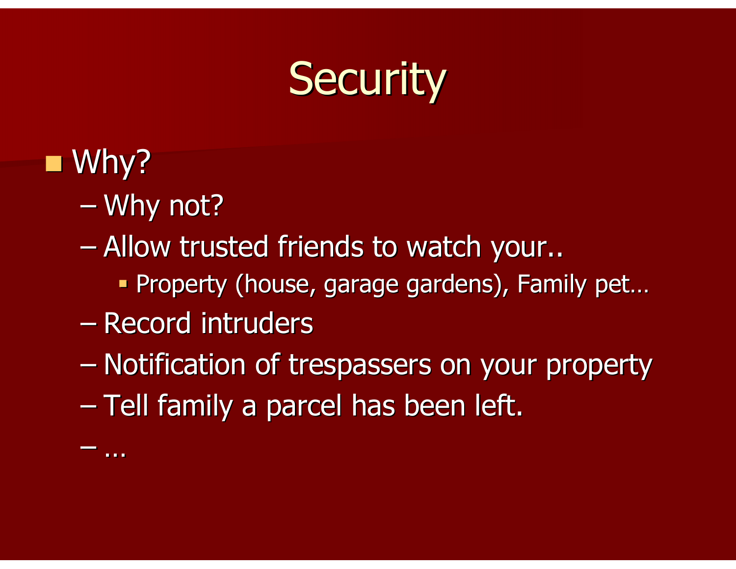# Security

- Why?
  - Why not?
  - Allow trusted friends to watch your..
    - Property (house, garage gardens), Family pet…
  - Record intruders
  - Notification of trespassers on your property
  - Tell family a parcel has been left.
  - …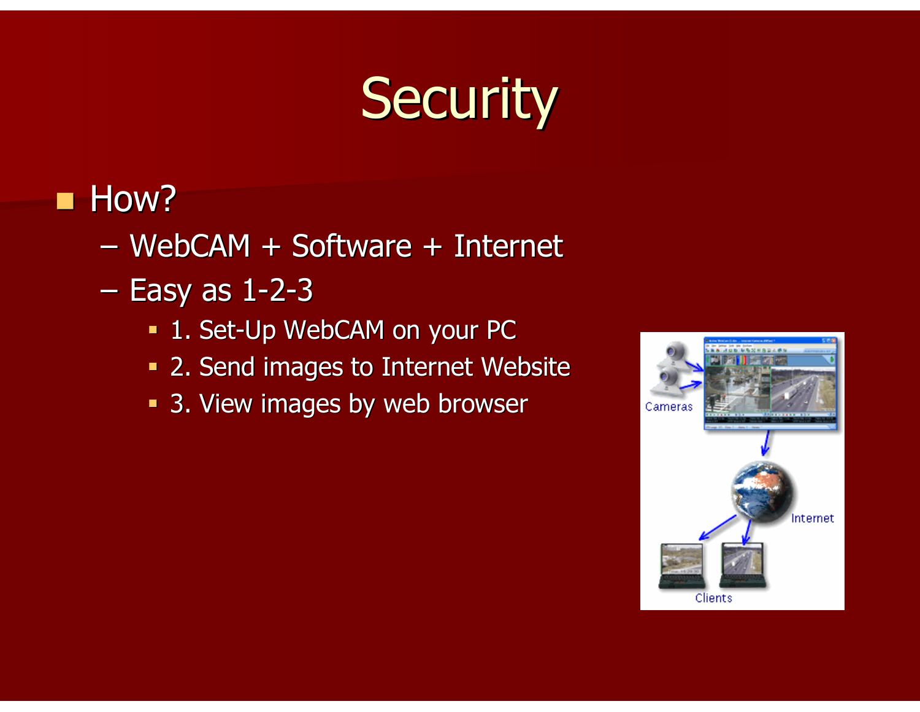# Security

- How?
  - WebCAM + Software + Internet
  - Easy as 1-2-3
    - 1. Set-Up WebCAM on your PC
    - 2. Send images to Internet Website
    - 3. View images by web browser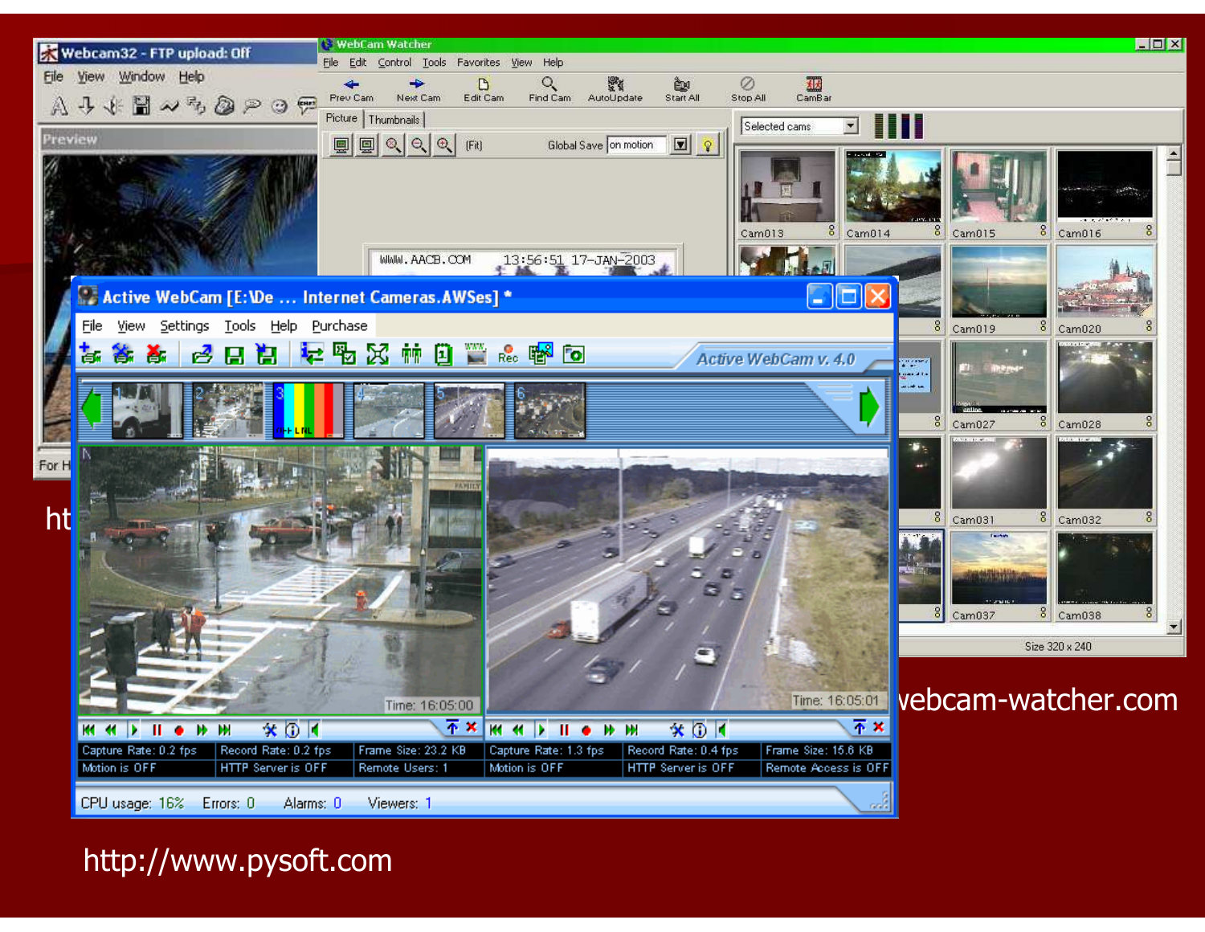http://www.pysoft.com

ht... ...vebcam-watcher.com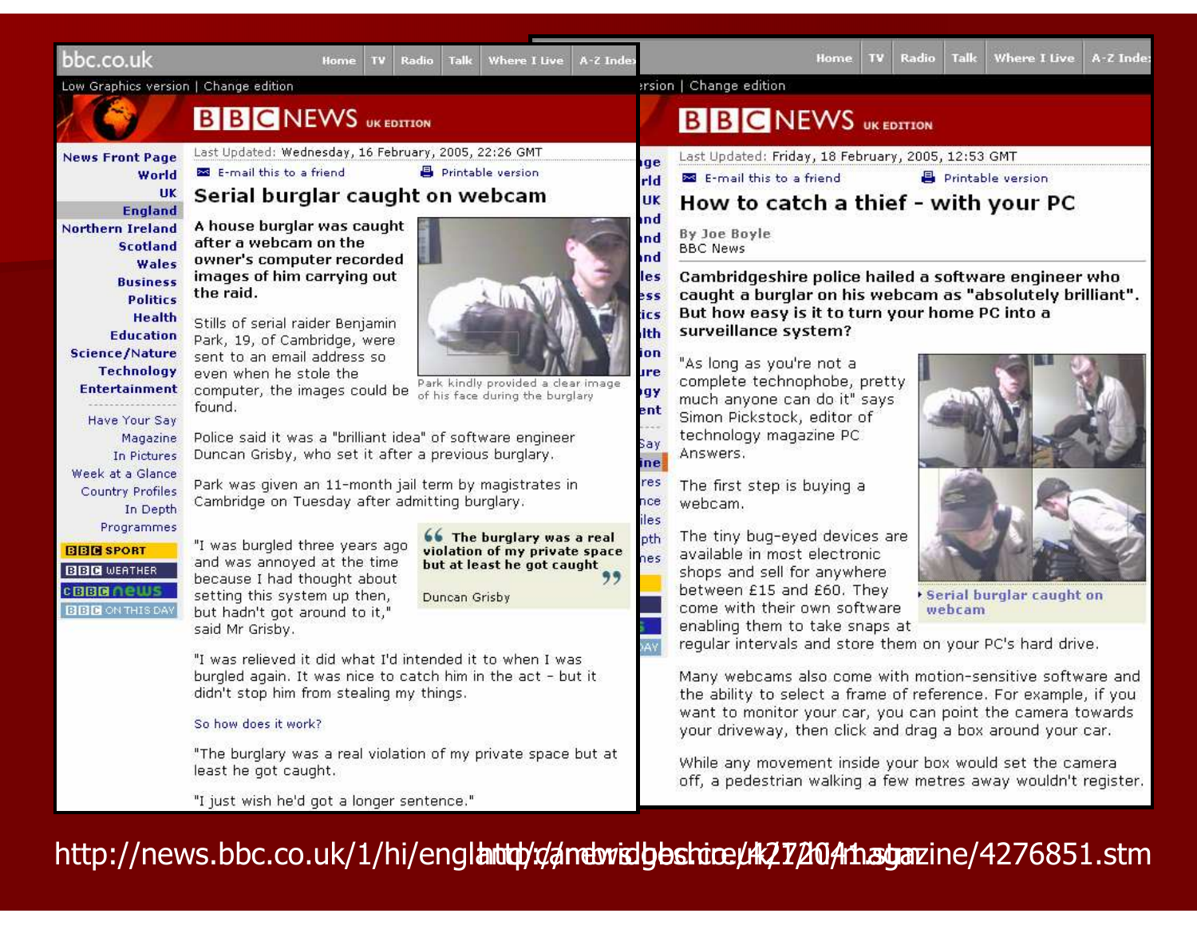## Serial burglar caught on webcam

Last Updated: Wednesday, 16 February, 2005, 22:26 GMT

**A house burglar was caught after a webcam on the owner's computer recorded images of him carrying out the raid.**

Stills of serial raider Benjamin Park, 19, of Cambridge, were sent to an email address so even when he stole the computer, the images could be found.

Park kindly provided a clear image of his face during the burglary

Police said it was a "brilliant idea" of software engineer Duncan Grisby, who set it after a previous burglary.

Park was given an 11-month jail term by magistrates in Cambridge on Tuesday after admitting burglary.

"I was burgled three years ago and was annoyed at the time because I had thought about setting this system up then, but hadn't got around to it," said Mr Grisby.

> **The burglary was a real violation of my private space but at least he got caught**
>
> Duncan Grisby

"I was relieved it did what I'd intended to when I was burgled again. It was nice to catch him in the act - but it didn't stop him from stealing my things.

So how does it work?

"The burglary was a real violation of my private space but at least he got caught.

"I just wish he'd got a longer sentence."

http://news.bbc.co.uk/1/hi/england/cambridgeshire/4271041.stm

## How to catch a thief - with your PC

Last Updated: Friday, 18 February, 2005, 12:53 GMT

By Joe Boyle
BBC News

**Cambridgeshire police hailed a software engineer who caught a burglar on his webcam as "absolutely brilliant". But how easy is it to turn your home PC into a surveillance system?**

"As long as you're not a complete technophobe, pretty much anyone can do it" says Simon Pickstock, editor of technology magazine PC Answers.

The first step is buying a webcam.

The tiny bug-eyed devices are available in most electronic shops and sell for anywhere between £15 and £60. They come with their own software enabling them to take snaps at regular intervals and store them on your PC's hard drive.

Serial burglar caught on webcam

Many webcams also come with motion-sensitive software and the ability to select a frame of reference. For example, if you want to monitor your car, you can point the camera towards your driveway, then click and drag a box around your car.

While any movement inside your box would set the camera off, a pedestrian walking a few metres away wouldn't register.

http://news.bbc.co.uk/1/hi/magazine/4276851.stm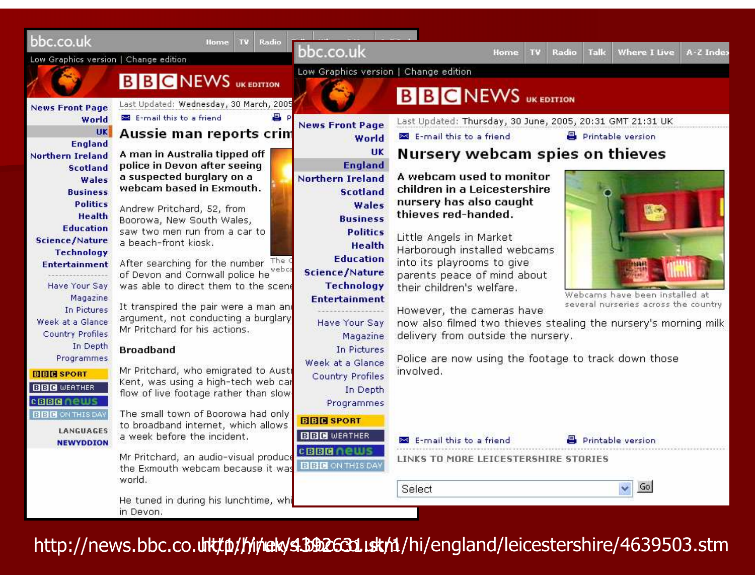bbc.co.uk

Low Graphics version | Change edition

BBC NEWS UK EDITION

Last Updated: Wednesday, 30 March, 2005

E-mail this to a friend

# Aussie man reports crim

**A man in Australia tipped off police in Devon after seeing a suspected burglary on a webcam based in Exmouth.**

Andrew Pritchard, 52, from Boorowa, New South Wales, saw two men run from a car to a beach-front kiosk.

After searching for the number of Devon and Cornwall police he was able to direct them to the scene

It transpired the pair were a man an argument, not conducting a burglary Mr Pritchard for his actions.

**Broadband**

Mr Pritchard, who emigrated to Austr Kent, was using a high-tech web car flow of live footage rather than slow

The small town of Boorowa had only to broadband internet, which allows a week before the incident.

Mr Pritchard, an audio-visual produce the Exmouth webcam because it was world.

He tuned in during his lunchtime, whi in Devon.

---

bbc.co.uk

Low Graphics version | Change edition

BBC NEWS UK EDITION

Last Updated: Thursday, 30 June, 2005, 20:31 GMT 21:31 UK

E-mail this to a friend | Printable version

# Nursery webcam spies on thieves

**A webcam used to monitor children in a Leicestershire nursery has also caught thieves red-handed.**

Little Angels in Market Harborough installed webcams into its playrooms to give parents peace of mind about their children's welfare.

Webcams have been installed at several nurseries across the country

However, the cameras have now also filmed two thieves stealing the nursery's morning milk delivery from outside the nursery.

Police are now using the footage to track down those involved.

E-mail this to a friend | Printable version

LINKS TO MORE LEICESTERSHIRE STORIES

---

http://news.bbc.co.uk/1/hi/england/4392631.stm

http://news.bbc.co.uk/1/hi/england/leicestershire/4639503.stm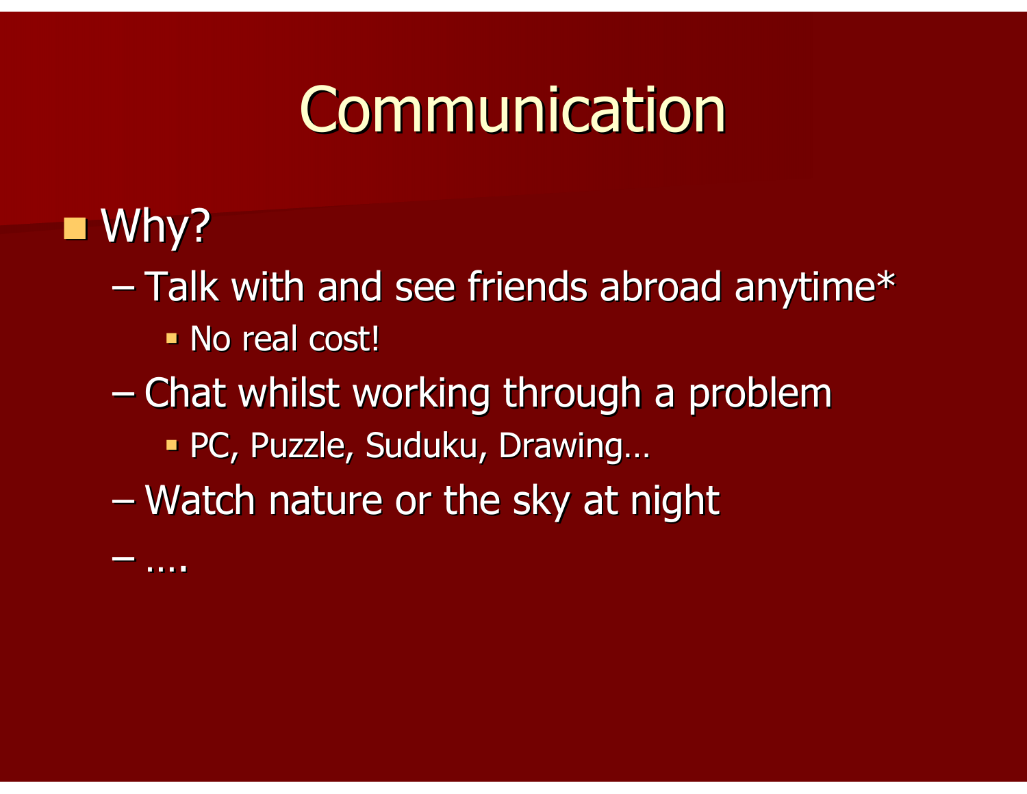# Communication

- Why?
  - Talk with and see friends abroad anytime*
    - No real cost!
  - Chat whilst working through a problem
    - PC, Puzzle, Suduku, Drawing…
  - Watch nature or the sky at night
  - ….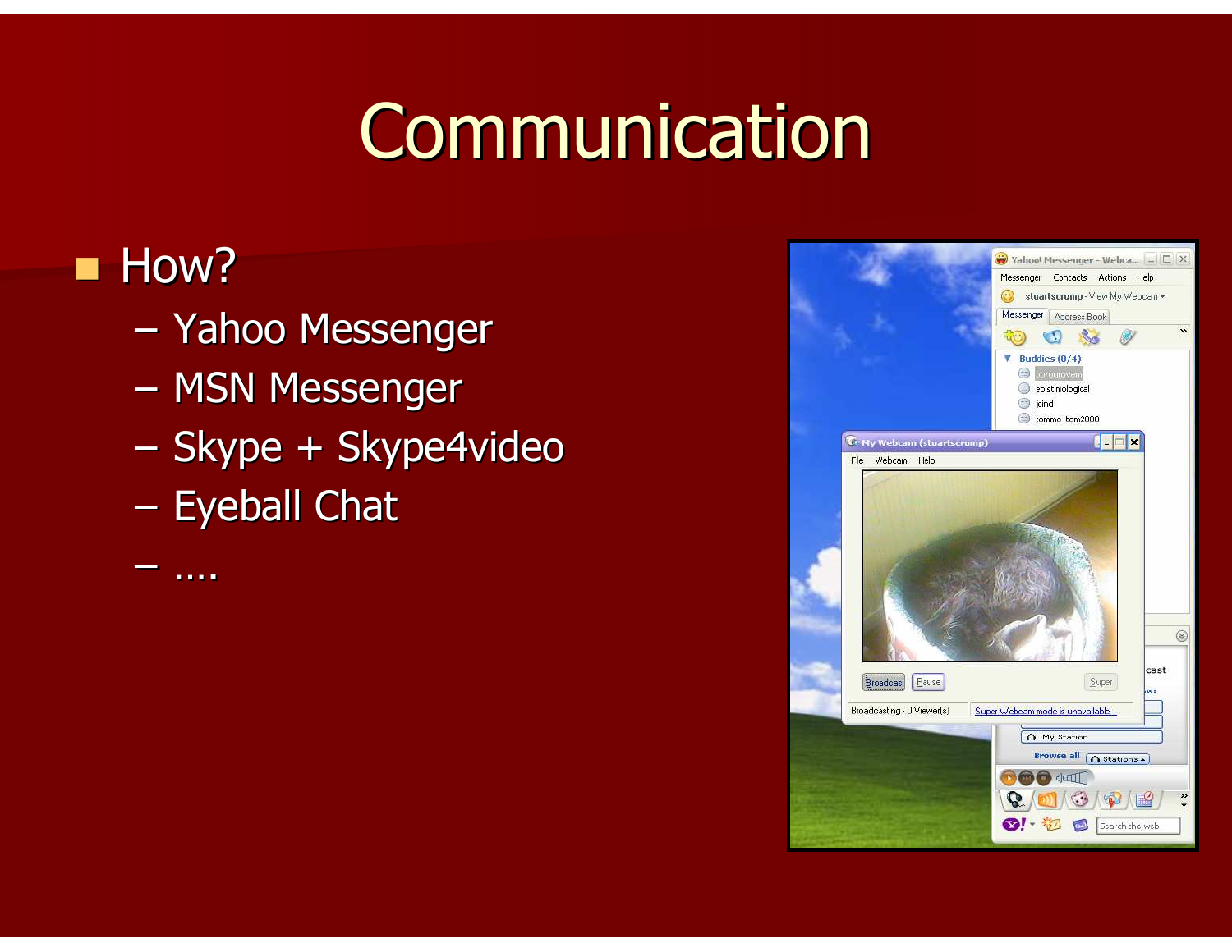# Communication

- How?
  - Yahoo Messenger
  - MSN Messenger
  - Skype + Skype4video
  - Eyeball Chat
  - ….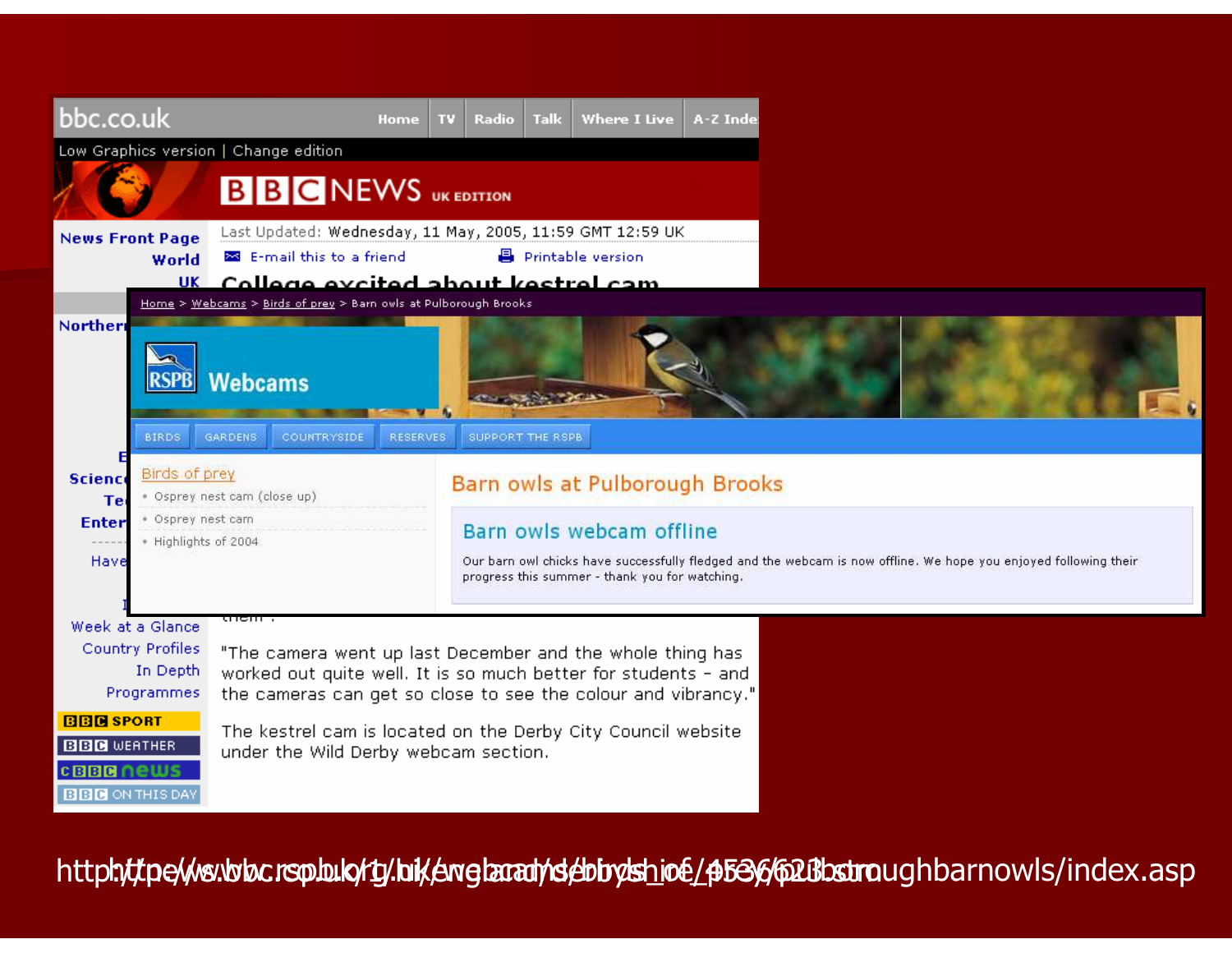bbc.co.uk | Home | TV | Radio | Talk | Where I Live | A-Z Index

Low Graphics version | Change edition

BBC NEWS UK EDITION

News Front Page
World
UK
Northern Ireland
...
Science
Technology
Entertainment
Have Your Say
Week at a Glance
Country Profiles
In Depth
Programmes

BBC SPORT
BBC WEATHER
CBBC NEWS
BBC ON THIS DAY

Last Updated: Wednesday, 11 May, 2005, 11:59 GMT 12:59 UK

E-mail this to a friend | Printable version

# College excited about kestrel cam

"The camera went up last December and the whole thing has worked out quite well. It is so much better for students - and the cameras can get so close to see the colour and vibrancy."

The kestrel cam is located on the Derby City Council website under the Wild Derby webcam section.

---

Home > Webcams > Birds of prey > Barn owls at Pulborough Brooks

RSPB Webcams

BIRDS | GARDENS | COUNTRYSIDE | RESERVES | SUPPORT THE RSPB

Birds of prey
- Osprey nest cam (close up)
- Osprey nest cam
- Highlights of 2004

## Barn owls at Pulborough Brooks

### Barn owls webcam offline

Our barn owl chicks have successfully fledged and the webcam is now offline. We hope you enjoyed following their progress this summer - thank you for watching.

---

http://news.bbc.co.uk/1/hi/england/derbyshire/4536623.stm

http://www.rspb.org.uk/webcams/birds_of_prey/pulboroughbarnowls/index.asp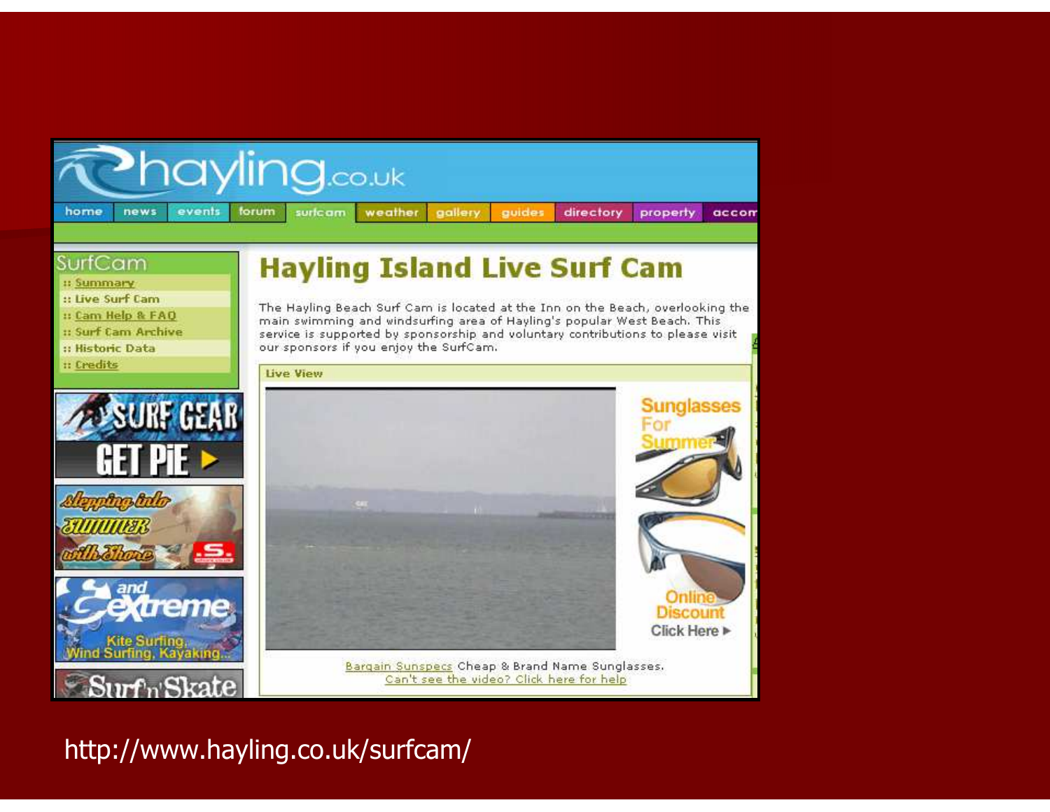# Hayling Island Live Surf Cam

The Hayling Beach Surf Cam is located at the Inn on the Beach, overlooking the main swimming and windsurfing area of Hayling's popular West Beach. This service is supported by sponsorship and voluntary contributions to please visit our sponsors if you enjoy the SurfCam.

http://www.hayling.co.uk/surfcam/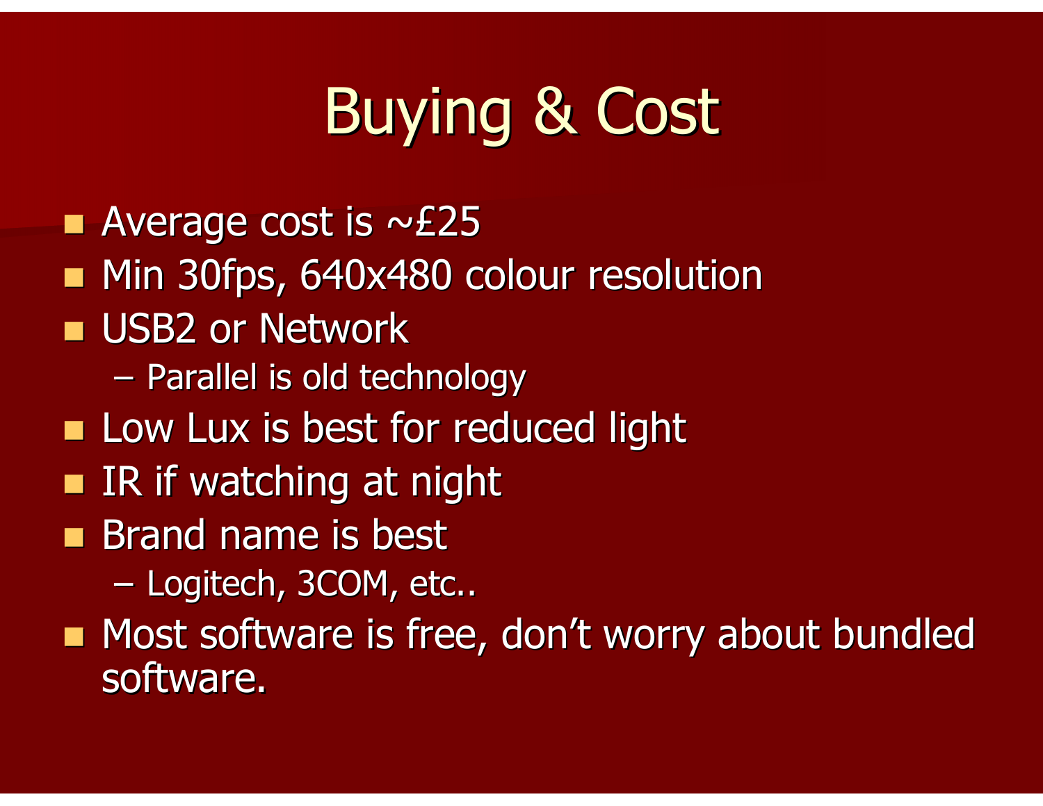# Buying & Cost

- Average cost is ~£25
- Min 30fps, 640x480 colour resolution
- USB2 or Network
  - Parallel is old technology
- Low Lux is best for reduced light
- IR if watching at night
- Brand name is best
  - Logitech, 3COM, etc..
- Most software is free, don’t worry about bundled software.